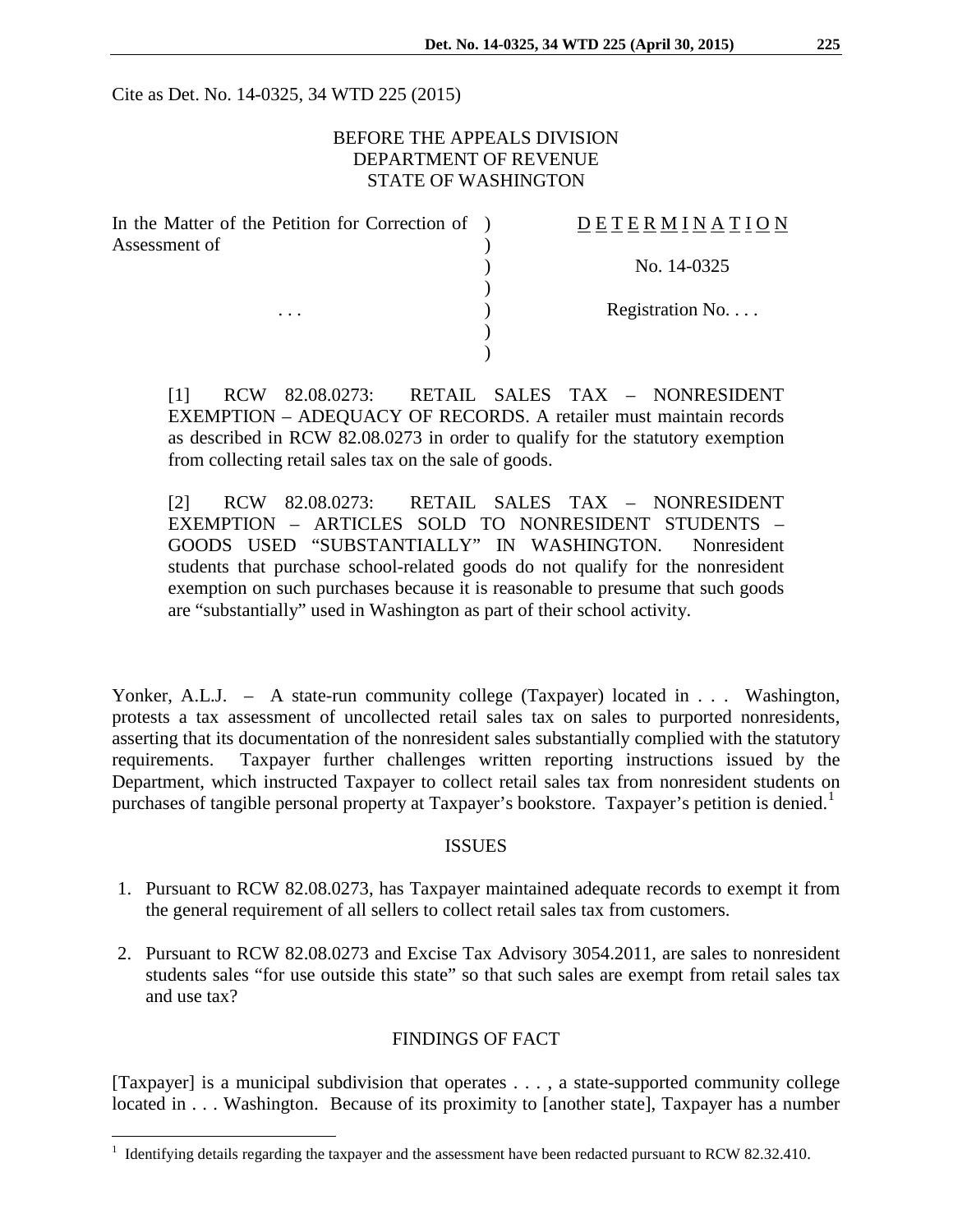Cite as Det. No. 14-0325, 34 WTD 225 (2015)

BEFORE THE APPEALS DIVISION
DEPARTMENT OF REVENUE
STATE OF WASHINGTON

| | | |
|---|---|---|
| In the Matter of the Petition for Correction of Assessment of | ) | D E T E R M I N A T I O N |
| | ) | No. 14-0325 |
| . . . | ) | Registration No. . . . |

[1] RCW 82.08.0273: RETAIL SALES TAX – NONRESIDENT EXEMPTION – ADEQUACY OF RECORDS. A retailer must maintain records as described in RCW 82.08.0273 in order to qualify for the statutory exemption from collecting retail sales tax on the sale of goods.

[2] RCW 82.08.0273: RETAIL SALES TAX – NONRESIDENT EXEMPTION – ARTICLES SOLD TO NONRESIDENT STUDENTS – GOODS USED "SUBSTANTIALLY" IN WASHINGTON. Nonresident students that purchase school-related goods do not qualify for the nonresident exemption on such purchases because it is reasonable to presume that such goods are "substantially" used in Washington as part of their school activity.

Yonker, A.L.J. – A state-run community college (Taxpayer) located in . . . Washington, protests a tax assessment of uncollected retail sales tax on sales to purported nonresidents, asserting that its documentation of the nonresident sales substantially complied with the statutory requirements. Taxpayer further challenges written reporting instructions issued by the Department, which instructed Taxpayer to collect retail sales tax from nonresident students on purchases of tangible personal property at Taxpayer's bookstore. Taxpayer's petition is denied.[1]

## ISSUES

1. Pursuant to RCW 82.08.0273, has Taxpayer maintained adequate records to exempt it from the general requirement of all sellers to collect retail sales tax from customers.
2. Pursuant to RCW 82.08.0273 and Excise Tax Advisory 3054.2011, are sales to nonresident students sales "for use outside this state" so that such sales are exempt from retail sales tax and use tax?

## FINDINGS OF FACT

[Taxpayer] is a municipal subdivision that operates . . . , a state-supported community college located in . . . Washington. Because of its proximity to [another state], Taxpayer has a number

[1] Identifying details regarding the taxpayer and the assessment have been redacted pursuant to RCW 82.32.410.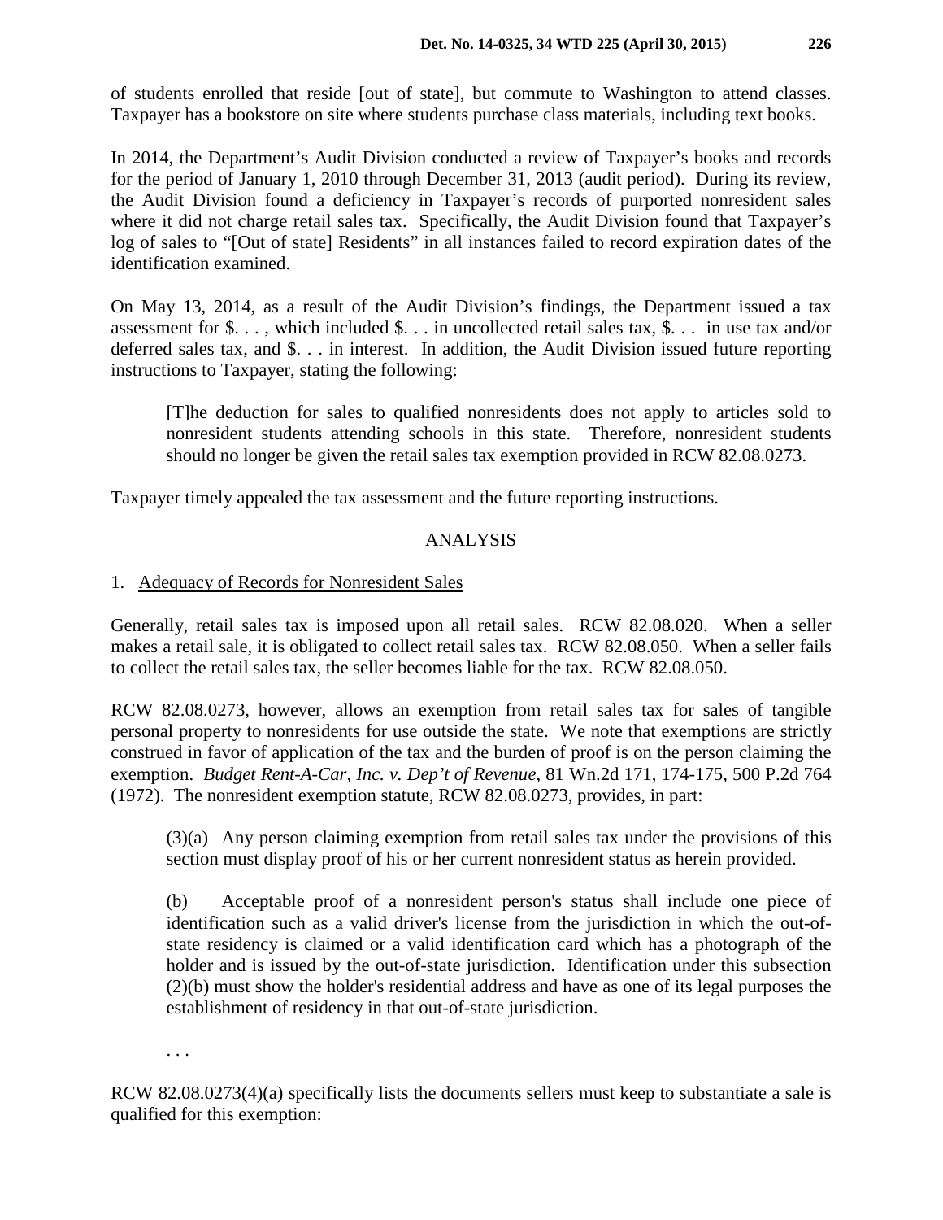of students enrolled that reside [out of state], but commute to Washington to attend classes. Taxpayer has a bookstore on site where students purchase class materials, including text books.

In 2014, the Department's Audit Division conducted a review of Taxpayer's books and records for the period of January 1, 2010 through December 31, 2013 (audit period). During its review, the Audit Division found a deficiency in Taxpayer's records of purported nonresident sales where it did not charge retail sales tax. Specifically, the Audit Division found that Taxpayer's log of sales to "[Out of state] Residents" in all instances failed to record expiration dates of the identification examined.

On May 13, 2014, as a result of the Audit Division's findings, the Department issued a tax assessment for $. . . , which included $. . . in uncollected retail sales tax, $. . . in use tax and/or deferred sales tax, and $. . . in interest. In addition, the Audit Division issued future reporting instructions to Taxpayer, stating the following:

> [T]he deduction for sales to qualified nonresidents does not apply to articles sold to nonresident students attending schools in this state. Therefore, nonresident students should no longer be given the retail sales tax exemption provided in RCW 82.08.0273.

Taxpayer timely appealed the tax assessment and the future reporting instructions.

## ANALYSIS

1. Adequacy of Records for Nonresident Sales

Generally, retail sales tax is imposed upon all retail sales. RCW 82.08.020. When a seller makes a retail sale, it is obligated to collect retail sales tax. RCW 82.08.050. When a seller fails to collect the retail sales tax, the seller becomes liable for the tax. RCW 82.08.050.

RCW 82.08.0273, however, allows an exemption from retail sales tax for sales of tangible personal property to nonresidents for use outside the state. We note that exemptions are strictly construed in favor of application of the tax and the burden of proof is on the person claiming the exemption. *Budget Rent-A-Car, Inc. v. Dep't of Revenue*, 81 Wn.2d 171, 174-175, 500 P.2d 764 (1972). The nonresident exemption statute, RCW 82.08.0273, provides, in part:

> (3)(a) Any person claiming exemption from retail sales tax under the provisions of this section must display proof of his or her current nonresident status as herein provided.
>
> (b) Acceptable proof of a nonresident person's status shall include one piece of identification such as a valid driver's license from the jurisdiction in which the out-of-state residency is claimed or a valid identification card which has a photograph of the holder and is issued by the out-of-state jurisdiction. Identification under this subsection (2)(b) must show the holder's residential address and have as one of its legal purposes the establishment of residency in that out-of-state jurisdiction.
>
> . . .

RCW 82.08.0273(4)(a) specifically lists the documents sellers must keep to substantiate a sale is qualified for this exemption: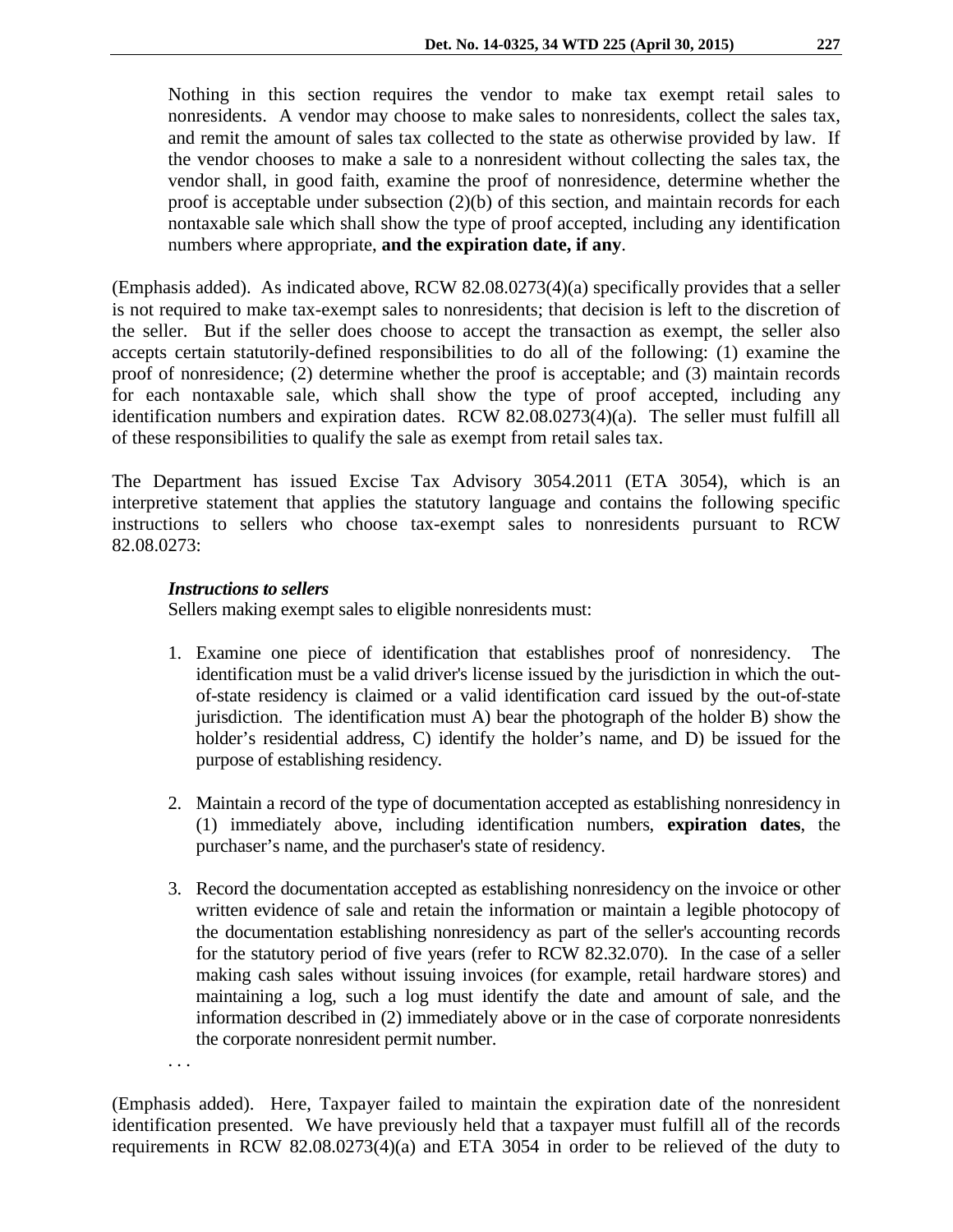> Nothing in this section requires the vendor to make tax exempt retail sales to nonresidents. A vendor may choose to make sales to nonresidents, collect the sales tax, and remit the amount of sales tax collected to the state as otherwise provided by law. If the vendor chooses to make a sale to a nonresident without collecting the sales tax, the vendor shall, in good faith, examine the proof of nonresidence, determine whether the proof is acceptable under subsection (2)(b) of this section, and maintain records for each nontaxable sale which shall show the type of proof accepted, including any identification numbers where appropriate, **and the expiration date, if any**.

(Emphasis added). As indicated above, RCW 82.08.0273(4)(a) specifically provides that a seller is not required to make tax-exempt sales to nonresidents; that decision is left to the discretion of the seller. But if the seller does choose to accept the transaction as exempt, the seller also accepts certain statutorily-defined responsibilities to do all of the following: (1) examine the proof of nonresidence; (2) determine whether the proof is acceptable; and (3) maintain records for each nontaxable sale, which shall show the type of proof accepted, including any identification numbers and expiration dates. RCW 82.08.0273(4)(a). The seller must fulfill all of these responsibilities to qualify the sale as exempt from retail sales tax.

The Department has issued Excise Tax Advisory 3054.2011 (ETA 3054), which is an interpretive statement that applies the statutory language and contains the following specific instructions to sellers who choose tax-exempt sales to nonresidents pursuant to RCW 82.08.0273:

> ***Instructions to sellers***
>
> Sellers making exempt sales to eligible nonresidents must:
>
> 1. Examine one piece of identification that establishes proof of nonresidency. The identification must be a valid driver's license issued by the jurisdiction in which the out-of-state residency is claimed or a valid identification card issued by the out-of-state jurisdiction. The identification must A) bear the photograph of the holder B) show the holder's residential address, C) identify the holder's name, and D) be issued for the purpose of establishing residency.
>
> 2. Maintain a record of the type of documentation accepted as establishing nonresidency in (1) immediately above, including identification numbers, **expiration dates**, the purchaser's name, and the purchaser's state of residency.
>
> 3. Record the documentation accepted as establishing nonresidency on the invoice or other written evidence of sale and retain the information or maintain a legible photocopy of the documentation establishing nonresidency as part of the seller's accounting records for the statutory period of five years (refer to RCW 82.32.070). In the case of a seller making cash sales without issuing invoices (for example, retail hardware stores) and maintaining a log, such a log must identify the date and amount of sale, and the information described in (2) immediately above or in the case of corporate nonresidents the corporate nonresident permit number.
>
> . . .

(Emphasis added). Here, Taxpayer failed to maintain the expiration date of the nonresident identification presented. We have previously held that a taxpayer must fulfill all of the records requirements in RCW 82.08.0273(4)(a) and ETA 3054 in order to be relieved of the duty to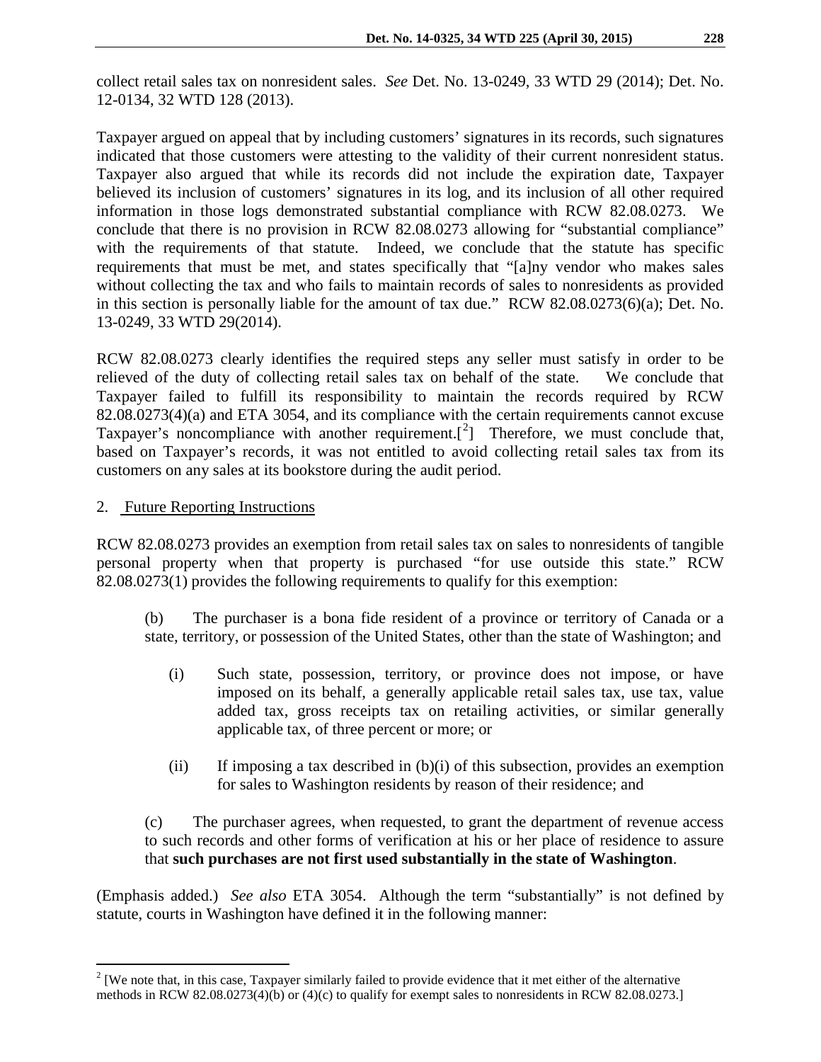collect retail sales tax on nonresident sales. *See* Det. No. 13-0249, 33 WTD 29 (2014); Det. No. 12-0134, 32 WTD 128 (2013).

Taxpayer argued on appeal that by including customers' signatures in its records, such signatures indicated that those customers were attesting to the validity of their current nonresident status. Taxpayer also argued that while its records did not include the expiration date, Taxpayer believed its inclusion of customers' signatures in its log, and its inclusion of all other required information in those logs demonstrated substantial compliance with RCW 82.08.0273. We conclude that there is no provision in RCW 82.08.0273 allowing for "substantial compliance" with the requirements of that statute. Indeed, we conclude that the statute has specific requirements that must be met, and states specifically that "[a]ny vendor who makes sales without collecting the tax and who fails to maintain records of sales to nonresidents as provided in this section is personally liable for the amount of tax due." RCW 82.08.0273(6)(a); Det. No. 13-0249, 33 WTD 29(2014).

RCW 82.08.0273 clearly identifies the required steps any seller must satisfy in order to be relieved of the duty of collecting retail sales tax on behalf of the state. We conclude that Taxpayer failed to fulfill its responsibility to maintain the records required by RCW 82.08.0273(4)(a) and ETA 3054, and its compliance with the certain requirements cannot excuse Taxpayer's noncompliance with another requirement.[2] Therefore, we must conclude that, based on Taxpayer's records, it was not entitled to avoid collecting retail sales tax from its customers on any sales at its bookstore during the audit period.

2. <u>Future Reporting Instructions</u>

RCW 82.08.0273 provides an exemption from retail sales tax on sales to nonresidents of tangible personal property when that property is purchased "for use outside this state." RCW 82.08.0273(1) provides the following requirements to qualify for this exemption:

> (b) The purchaser is a bona fide resident of a province or territory of Canada or a state, territory, or possession of the United States, other than the state of Washington; and
>
> > (i) Such state, possession, territory, or province does not impose, or have imposed on its behalf, a generally applicable retail sales tax, use tax, value added tax, gross receipts tax on retailing activities, or similar generally applicable tax, of three percent or more; or
> >
> > (ii) If imposing a tax described in (b)(i) of this subsection, provides an exemption for sales to Washington residents by reason of their residence; and
>
> (c) The purchaser agrees, when requested, to grant the department of revenue access to such records and other forms of verification at his or her place of residence to assure that **such purchases are not first used substantially in the state of Washington**.

(Emphasis added.) *See also* ETA 3054. Although the term "substantially" is not defined by statute, courts in Washington have defined it in the following manner:

---

[2] [We note that, in this case, Taxpayer similarly failed to provide evidence that it met either of the alternative methods in RCW 82.08.0273(4)(b) or (4)(c) to qualify for exempt sales to nonresidents in RCW 82.08.0273.]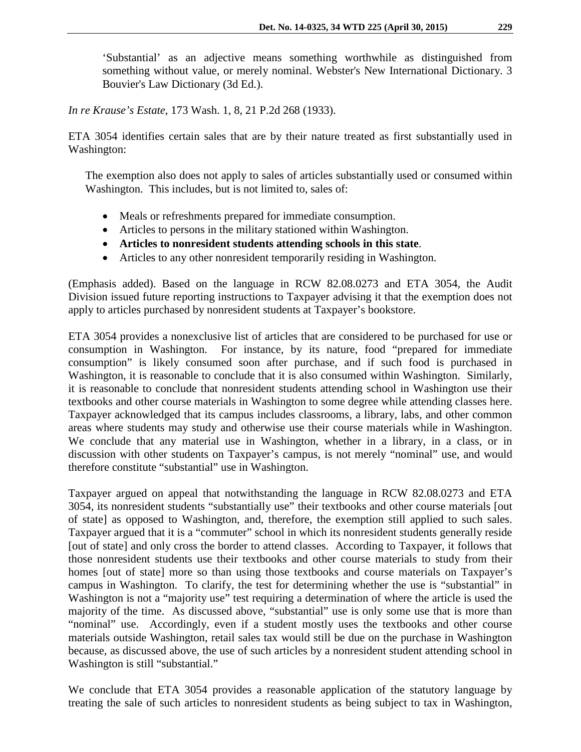> 'Substantial' as an adjective means something worthwhile as distinguished from something without value, or merely nominal. Webster's New International Dictionary. 3 Bouvier's Law Dictionary (3d Ed.).

*In re Krause's Estate*, 173 Wash. 1, 8, 21 P.2d 268 (1933).

ETA 3054 identifies certain sales that are by their nature treated as first substantially used in Washington:

> The exemption also does not apply to sales of articles substantially used or consumed within Washington. This includes, but is not limited to, sales of:
>
> - Meals or refreshments prepared for immediate consumption.
> - Articles to persons in the military stationed within Washington.
> - **Articles to nonresident students attending schools in this state**.
> - Articles to any other nonresident temporarily residing in Washington.

(Emphasis added). Based on the language in RCW 82.08.0273 and ETA 3054, the Audit Division issued future reporting instructions to Taxpayer advising it that the exemption does not apply to articles purchased by nonresident students at Taxpayer's bookstore.

ETA 3054 provides a nonexclusive list of articles that are considered to be purchased for use or consumption in Washington. For instance, by its nature, food "prepared for immediate consumption" is likely consumed soon after purchase, and if such food is purchased in Washington, it is reasonable to conclude that it is also consumed within Washington. Similarly, it is reasonable to conclude that nonresident students attending school in Washington use their textbooks and other course materials in Washington to some degree while attending classes here. Taxpayer acknowledged that its campus includes classrooms, a library, labs, and other common areas where students may study and otherwise use their course materials while in Washington. We conclude that any material use in Washington, whether in a library, in a class, or in discussion with other students on Taxpayer's campus, is not merely "nominal" use, and would therefore constitute "substantial" use in Washington.

Taxpayer argued on appeal that notwithstanding the language in RCW 82.08.0273 and ETA 3054, its nonresident students "substantially use" their textbooks and other course materials [out of state] as opposed to Washington, and, therefore, the exemption still applied to such sales. Taxpayer argued that it is a "commuter" school in which its nonresident students generally reside [out of state] and only cross the border to attend classes. According to Taxpayer, it follows that those nonresident students use their textbooks and other course materials to study from their homes [out of state] more so than using those textbooks and course materials on Taxpayer's campus in Washington. To clarify, the test for determining whether the use is "substantial" in Washington is not a "majority use" test requiring a determination of where the article is used the majority of the time. As discussed above, "substantial" use is only some use that is more than "nominal" use. Accordingly, even if a student mostly uses the textbooks and other course materials outside Washington, retail sales tax would still be due on the purchase in Washington because, as discussed above, the use of such articles by a nonresident student attending school in Washington is still "substantial."

We conclude that ETA 3054 provides a reasonable application of the statutory language by treating the sale of such articles to nonresident students as being subject to tax in Washington,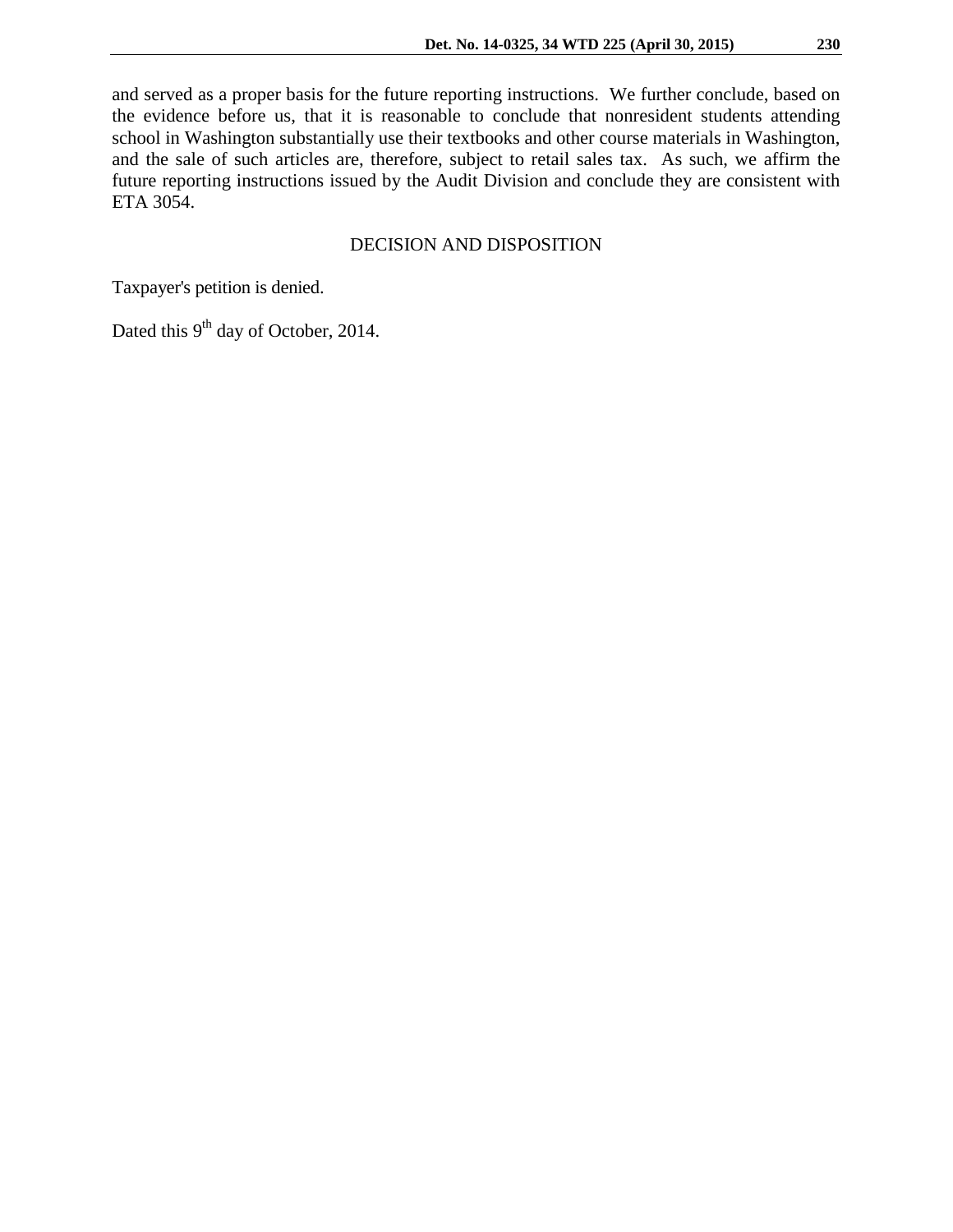and served as a proper basis for the future reporting instructions. We further conclude, based on the evidence before us, that it is reasonable to conclude that nonresident students attending school in Washington substantially use their textbooks and other course materials in Washington, and the sale of such articles are, therefore, subject to retail sales tax. As such, we affirm the future reporting instructions issued by the Audit Division and conclude they are consistent with ETA 3054.

## DECISION AND DISPOSITION

Taxpayer's petition is denied.

Dated this 9th day of October, 2014.